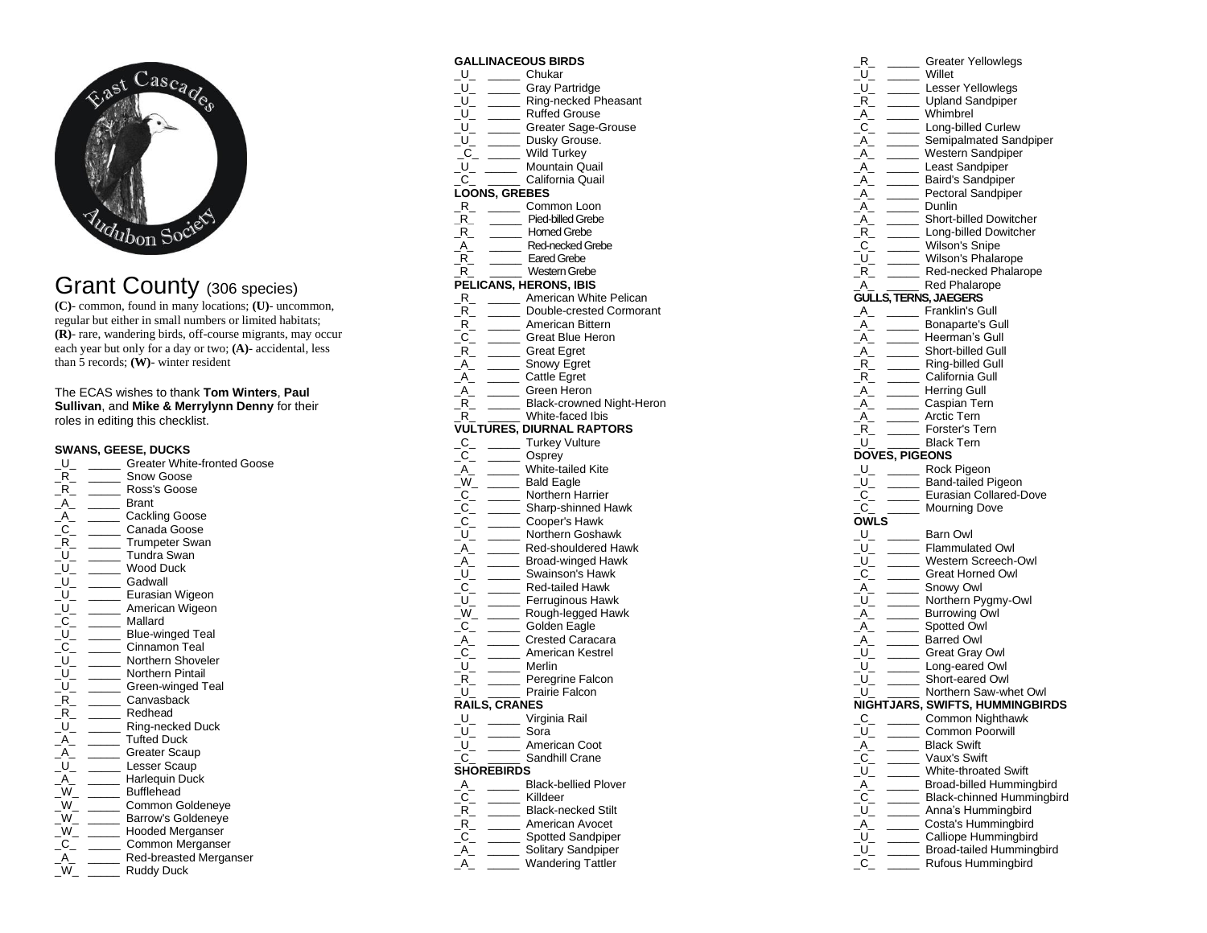East Cascades Audubon Society

# Grant County (306 species)

**(C)**- common, found in many locations; **(U)**- uncommon, regular but either in small numbers or limited habitats; **(R)**- rare, wandering birds, off-course migrants, may occur each year but only for a day or two; **(A)**- accidental, less than 5 records; **(W)**- winter resident

The ECAS wishes to thank **Tom Winters**, **Paul Sullivan**, and **Mike & Merrylynn Denny** for their roles in editing this checklist.

### SWANS, GEESE, DUCKS

_U_ _____ Greater White-fronted Goose
_R_ _____ Snow Goose
_R_ _____ Ross's Goose
_A_ _____ Brant
_A_ _____ Cackling Goose
_C_ _____ Canada Goose
_R_ _____ Trumpeter Swan
_U_ _____ Tundra Swan
_U_ _____ Wood Duck
_U_ _____ Gadwall
_U_ _____ Eurasian Wigeon
_U_ _____ American Wigeon
_C_ _____ Mallard
_U_ _____ Blue-winged Teal
_C_ _____ Cinnamon Teal
_U_ _____ Northern Shoveler
_U_ _____ Northern Pintail
_U_ _____ Green-winged Teal
_R_ _____ Canvasback
_R_ _____ Redhead
_U_ _____ Ring-necked Duck
_A_ _____ Tufted Duck
_A_ _____ Greater Scaup
_U_ _____ Lesser Scaup
_A_ _____ Harlequin Duck
_W_ _____ Bufflehead
_W_ _____ Common Goldeneye
_W_ _____ Barrow's Goldeneye
_W_ _____ Hooded Merganser
_C_ _____ Common Merganser
_A_ _____ Red-breasted Merganser
_W_ _____ Ruddy Duck

### GALLINACEOUS BIRDS

_U_ _____ Chukar
_U_ _____ Gray Partridge
_U_ _____ Ring-necked Pheasant
_U_ _____ Ruffed Grouse
_U_ _____ Greater Sage-Grouse
_U_ _____ Dusky Grouse.
_C_ _____ Wild Turkey
_U_ _____ Mountain Quail
_C_ _____ California Quail

### LOONS, GREBES

_R_ _____ Common Loon
_R_ _____ Pied-billed Grebe
_R_ _____ Horned Grebe
_A_ _____ Red-necked Grebe
_R_ _____ Eared Grebe
_R_ _____ Western Grebe

### PELICANS, HERONS, IBIS

_R_ _____ American White Pelican
_R_ _____ Double-crested Cormorant
_R_ _____ American Bittern
_C_ _____ Great Blue Heron
_R_ _____ Great Egret
_A_ _____ Snowy Egret
_A_ _____ Cattle Egret
_A_ _____ Green Heron
_R_ _____ Black-crowned Night-Heron
_R_ _____ White-faced Ibis

### VULTURES, DIURNAL RAPTORS

_C_ _____ Turkey Vulture
_C_ _____ Osprey
_A_ _____ White-tailed Kite
_W_ _____ Bald Eagle
_C_ _____ Northern Harrier
_C_ _____ Sharp-shinned Hawk
_C_ _____ Cooper's Hawk
_U_ _____ Northern Goshawk
_A_ _____ Red-shouldered Hawk
_A_ _____ Broad-winged Hawk
_U_ _____ Swainson's Hawk
_C_ _____ Red-tailed Hawk
_U_ _____ Ferruginous Hawk
_W_ _____ Rough-legged Hawk
_C_ _____ Golden Eagle
_A_ _____ Crested Caracara
_C_ _____ American Kestrel
_U_ _____ Merlin
_R_ _____ Peregrine Falcon
_U_ _____ Prairie Falcon

### RAILS, CRANES

_U_ _____ Virginia Rail
_U_ _____ Sora
_U_ _____ American Coot
_C_ _____ Sandhill Crane

### SHOREBIRDS

_A_ _____ Black-bellied Plover
_C_ _____ Killdeer
_R_ _____ Black-necked Stilt
_R_ _____ American Avocet
_C_ _____ Spotted Sandpiper
_A_ _____ Solitary Sandpiper
_A_ _____ Wandering Tattler
_R_ _____ Greater Yellowlegs
_U_ _____ Willet
_U_ _____ Lesser Yellowlegs
_R_ _____ Upland Sandpiper
_A_ _____ Whimbrel
_C_ _____ Long-billed Curlew
_A_ _____ Semipalmated Sandpiper
_A_ _____ Western Sandpiper
_A_ _____ Least Sandpiper
_A_ _____ Baird's Sandpiper
_A_ _____ Pectoral Sandpiper
_A_ _____ Dunlin
_A_ _____ Short-billed Dowitcher
_R_ _____ Long-billed Dowitcher
_C_ _____ Wilson's Snipe
_U_ _____ Wilson's Phalarope
_R_ _____ Red-necked Phalarope
_A_ _____ Red Phalarope

### GULLS, TERNS, JAEGERS

_A_ _____ Franklin's Gull
_A_ _____ Bonaparte's Gull
_A_ _____ Heerman's Gull
_A_ _____ Short-billed Gull
_R_ _____ Ring-billed Gull
_R_ _____ California Gull
_A_ _____ Herring Gull
_A_ _____ Caspian Tern
_A_ _____ Arctic Tern
_R_ _____ Forster's Tern
_U_ _____ Black Tern

### DOVES, PIGEONS

_U_ _____ Rock Pigeon
_U_ _____ Band-tailed Pigeon
_C_ _____ Eurasian Collared-Dove
_C_ _____ Mourning Dove

### OWLS

_U_ _____ Barn Owl
_U_ _____ Flammulated Owl
_U_ _____ Western Screech-Owl
_C_ _____ Great Horned Owl
_A_ _____ Snowy Owl
_U_ _____ Northern Pygmy-Owl
_A_ _____ Burrowing Owl
_A_ _____ Spotted Owl
_A_ _____ Barred Owl
_U_ _____ Great Gray Owl
_U_ _____ Long-eared Owl
_U_ _____ Short-eared Owl
_U_ _____ Northern Saw-whet Owl

### NIGHTJARS, SWIFTS, HUMMINGBIRDS

_C_ _____ Common Nighthawk
_U_ _____ Common Poorwill
_A_ _____ Black Swift
_C_ _____ Vaux's Swift
_U_ _____ White-throated Swift
_A_ _____ Broad-billed Hummingbird
_C_ _____ Black-chinned Hummingbird
_U_ _____ Anna's Hummingbird
_A_ _____ Costa's Hummingbird
_U_ _____ Calliope Hummingbird
_U_ _____ Broad-tailed Hummingbird
_C_ _____ Rufous Hummingbird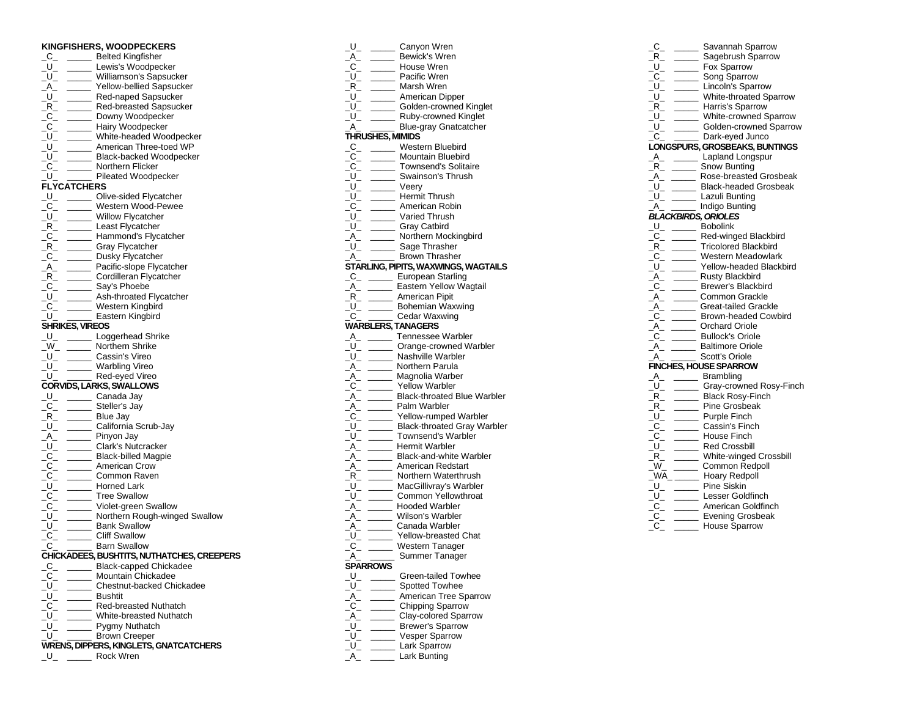**KINGFISHERS, WOODPECKERS**

_C_ _____ Belted Kingfisher
_U_ _____ Lewis's Woodpecker
_U_ _____ Williamson's Sapsucker
_A_ _____ Yellow-bellied Sapsucker
_U_ _____ Red-naped Sapsucker
_R_ _____ Red-breasted Sapsucker
_C_ _____ Downy Woodpecker
_C_ _____ Hairy Woodpecker
_U_ _____ White-headed Woodpecker
_U_ _____ American Three-toed WP
_U_ _____ Black-backed Woodpecker
_C_ _____ Northern Flicker
_U_ _____ Pileated Woodpecker

**FLYCATCHERS**

_U_ _____ Olive-sided Flycatcher
_C_ _____ Western Wood-Pewee
_U_ _____ Willow Flycatcher
_R_ _____ Least Flycatcher
_C_ _____ Hammond's Flycatcher
_R_ _____ Gray Flycatcher
_C_ _____ Dusky Flycatcher
_A_ _____ Pacific-slope Flycatcher
_R_ _____ Cordilleran Flycatcher
_C_ _____ Say's Phoebe
_U_ _____ Ash-throated Flycatcher
_C_ _____ Western Kingbird
_U_ _____ Eastern Kingbird

**SHRIKES, VIREOS**

_U_ _____ Loggerhead Shrike
_W_ _____ Northern Shrike
_U_ _____ Cassin's Vireo
_U_ _____ Warbling Vireo
_U_ _____ Red-eyed Vireo

**CORVIDS, LARKS, SWALLOWS**

_U_ _____ Canada Jay
_C_ _____ Steller's Jay
_R_ _____ Blue Jay
_U_ _____ California Scrub-Jay
_A_ _____ Pinyon Jay
_U_ _____ Clark's Nutcracker
_C_ _____ Black-billed Magpie
_C_ _____ American Crow
_C_ _____ Common Raven
_U_ _____ Horned Lark
_C_ _____ Tree Swallow
_C_ _____ Violet-green Swallow
_U_ _____ Northern Rough-winged Swallow
_U_ _____ Bank Swallow
_C_ _____ Cliff Swallow
_C_ _____ Barn Swallow

**CHICKADEES, BUSHTITS, NUTHATCHES, CREEPERS**

_C_ _____ Black-capped Chickadee
_C_ _____ Mountain Chickadee
_U_ _____ Chestnut-backed Chickadee
_U_ _____ Bushtit
_C_ _____ Red-breasted Nuthatch
_U_ _____ White-breasted Nuthatch
_U_ _____ Pygmy Nuthatch
_U_ _____ Brown Creeper

**WRENS, DIPPERS, KINGLETS, GNATCATCHERS**

_U_ _____ Rock Wren
_U_ _____ Canyon Wren
_A_ _____ Bewick's Wren
_C_ _____ House Wren
_U_ _____ Pacific Wren
_R_ _____ Marsh Wren
_U_ _____ American Dipper
_U_ _____ Golden-crowned Kinglet
_U_ _____ Ruby-crowned Kinglet
_A_ _____ Blue-gray Gnatcatcher

**THRUSHES, MIMIDS**

_C_ _____ Western Bluebird
_C_ _____ Mountain Bluebird
_C_ _____ Townsend's Solitaire
_U_ _____ Swainson's Thrush
_U_ _____ Veery
_U_ _____ Hermit Thrush
_C_ _____ American Robin
_U_ _____ Varied Thrush
_U_ _____ Gray Catbird
_A_ _____ Northern Mockingbird
_U_ _____ Sage Thrasher
_A_ _____ Brown Thrasher

**STARLING, PIPITS, WAXWINGS, WAGTAILS**

_C_ _____ European Starling
_A_ _____ Eastern Yellow Wagtail
_R_ _____ American Pipit
_U_ _____ Bohemian Waxwing
_C_ _____ Cedar Waxwing

**WARBLERS, TANAGERS**

_A_ _____ Tennessee Warbler
_U_ _____ Orange-crowned Warbler
_U_ _____ Nashville Warbler
_A_ _____ Northern Parula
_A_ _____ Magnolia Warber
_C_ _____ Yellow Warbler
_A_ _____ Black-throated Blue Warbler
_A_ _____ Palm Warbler
_C_ _____ Yellow-rumped Warbler
_U_ _____ Black-throated Gray Warbler
_U_ _____ Townsend's Warbler
_A_ _____ Hermit Warbler
_A_ _____ Black-and-white Warbler
_A_ _____ American Redstart
_R_ _____ Northern Waterthrush
_U_ _____ MacGillivray's Warbler
_U_ _____ Common Yellowthroat
_A_ _____ Hooded Warbler
_A_ _____ Wilson's Warbler
_A_ _____ Canada Warbler
_U_ _____ Yellow-breasted Chat
_C_ _____ Western Tanager
_A_ _____ Summer Tanager

**SPARROWS**

_U_ _____ Green-tailed Towhee
_U_ _____ Spotted Towhee
_A_ _____ American Tree Sparrow
_C_ _____ Chipping Sparrow
_A_ _____ Clay-colored Sparrow
_U_ _____ Brewer's Sparrow
_U_ _____ Vesper Sparrow
_U_ _____ Lark Sparrow
_A_ _____ Lark Bunting
_C_ _____ Savannah Sparrow
_R_ _____ Sagebrush Sparrow
_U_ _____ Fox Sparrow
_C_ _____ Song Sparrow
_U_ _____ Lincoln's Sparrow
_U_ _____ White-throated Sparrow
_R_ _____ Harris's Sparrow
_U_ _____ White-crowned Sparrow
_U_ _____ Golden-crowned Sparrow
_C_ _____ Dark-eyed Junco

**LONGSPURS, GROSBEAKS, BUNTINGS**

_A_ _____ Lapland Longspur
_R_ _____ Snow Bunting
_A_ _____ Rose-breasted Grosbeak
_U_ _____ Black-headed Grosbeak
_U_ _____ Lazuli Bunting
_A_ _____ Indigo Bunting

***BLACKBIRDS, ORIOLES***

_U_ _____ Bobolink
_C_ _____ Red-winged Blackbird
_R_ _____ Tricolored Blackbird
_C_ _____ Western Meadowlark
_U_ _____ Yellow-headed Blackbird
_A_ _____ Rusty Blackbird
_C_ _____ Brewer's Blackbird
_A_ _____ Common Grackle
_A_ _____ Great-tailed Grackle
_C_ _____ Brown-headed Cowbird
_A_ _____ Orchard Oriole
_C_ _____ Bullock's Oriole
_A_ _____ Baltimore Oriole
_A_ _____ Scott's Oriole

**FINCHES, HOUSE SPARROW**

_A_ _____ Brambling
_U_ _____ Gray-crowned Rosy-Finch
_R_ _____ Black Rosy-Finch
_R_ _____ Pine Grosbeak
_U_ _____ Purple Finch
_C_ _____ Cassin's Finch
_C_ _____ House Finch
_U_ _____ Red Crossbill
_R_ _____ White-winged Crossbill
_W_ _____ Common Redpoll
_WA_ _____ Hoary Redpoll
_U_ _____ Pine Siskin
_U_ _____ Lesser Goldfinch
_C_ _____ American Goldfinch
_C_ _____ Evening Grosbeak
_C_ _____ House Sparrow